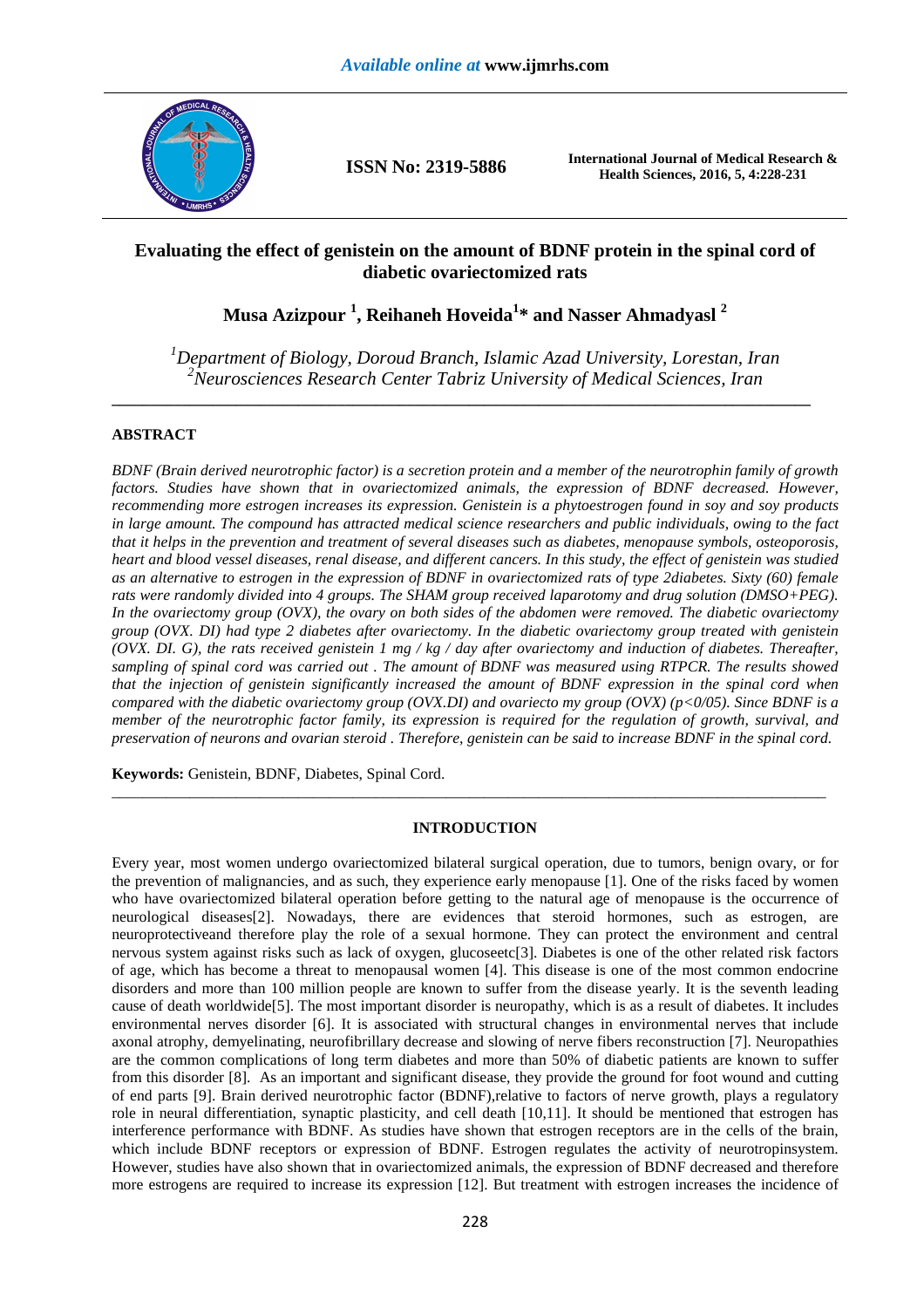# Evaluating the effect of genistein on the amount of BDNF protein in the spinal cord of diabetic ovariectomized rats

**Musa Azizpour [1], Reihaneh Hoveida[1]* and Nasser Ahmadyasl [2]**

*[1]Department of Biology, Doroud Branch, Islamic Azad University, Lorestan, Iran*
*[2]Neurosciences Research Center Tabriz University of Medical Sciences, Iran*

---

## ABSTRACT

*BDNF (Brain derived neurotrophic factor) is a secretion protein and a member of the neurotrophin family of growth factors. Studies have shown that in ovariectomized animals, the expression of BDNF decreased. However, recommending more estrogen increases its expression. Genistein is a phytoestrogen found in soy and soy products in large amount. The compound has attracted medical science researchers and public individuals, owing to the fact that it helps in the prevention and treatment of several diseases such as diabetes, menopause symbols, osteoporosis, heart and blood vessel diseases, renal disease, and different cancers. In this study, the effect of genistein was studied as an alternative to estrogen in the expression of BDNF in ovariectomized rats of type 2diabetes. Sixty (60) female rats were randomly divided into 4 groups. The SHAM group received laparotomy and drug solution (DMSO+PEG). In the ovariectomy group (OVX), the ovary on both sides of the abdomen were removed. The diabetic ovariectomy group (OVX. DI) had type 2 diabetes after ovariectomy. In the diabetic ovariectomy group treated with genistein (OVX. DI. G), the rats received genistein 1 mg / kg / day after ovariectomy and induction of diabetes. Thereafter, sampling of spinal cord was carried out . The amount of BDNF was measured using RTPCR. The results showed that the injection of genistein significantly increased the amount of BDNF expression in the spinal cord when compared with the diabetic ovariectomy group (OVX.DI) and ovariecto my group (OVX) (p<0/05). Since BDNF is a member of the neurotrophic factor family, its expression is required for the regulation of growth, survival, and preservation of neurons and ovarian steroid . Therefore, genistein can be said to increase BDNF in the spinal cord.*

**Keywords:** Genistein, BDNF, Diabetes, Spinal Cord.

---

## INTRODUCTION

Every year, most women undergo ovariectomized bilateral surgical operation, due to tumors, benign ovary, or for the prevention of malignancies, and as such, they experience early menopause [1]. One of the risks faced by women who have ovariectomized bilateral operation before getting to the natural age of menopause is the occurrence of neurological diseases[2]. Nowadays, there are evidences that steroid hormones, such as estrogen, are neuroprotectiveand therefore play the role of a sexual hormone. They can protect the environment and central nervous system against risks such as lack of oxygen, glucoseetc[3]. Diabetes is one of the other related risk factors of age, which has become a threat to menopausal women [4]. This disease is one of the most common endocrine disorders and more than 100 million people are known to suffer from the disease yearly. It is the seventh leading cause of death worldwide[5]. The most important disorder is neuropathy, which is as a result of diabetes. It includes environmental nerves disorder [6]. It is associated with structural changes in environmental nerves that include axonal atrophy, demyelinating, neurofibrillary decrease and slowing of nerve fibers reconstruction [7]. Neuropathies are the common complications of long term diabetes and more than 50% of diabetic patients are known to suffer from this disorder [8]. As an important and significant disease, they provide the ground for foot wound and cutting of end parts [9]. Brain derived neurotrophic factor (BDNF),relative to factors of nerve growth, plays a regulatory role in neural differentiation, synaptic plasticity, and cell death [10,11]. It should be mentioned that estrogen has interference performance with BDNF. As studies have shown that estrogen receptors are in the cells of the brain, which include BDNF receptors or expression of BDNF. Estrogen regulates the activity of neurotropinsystem. However, studies have also shown that in ovariectomized animals, the expression of BDNF decreased and therefore more estrogens are required to increase its expression [12]. But treatment with estrogen increases the incidence of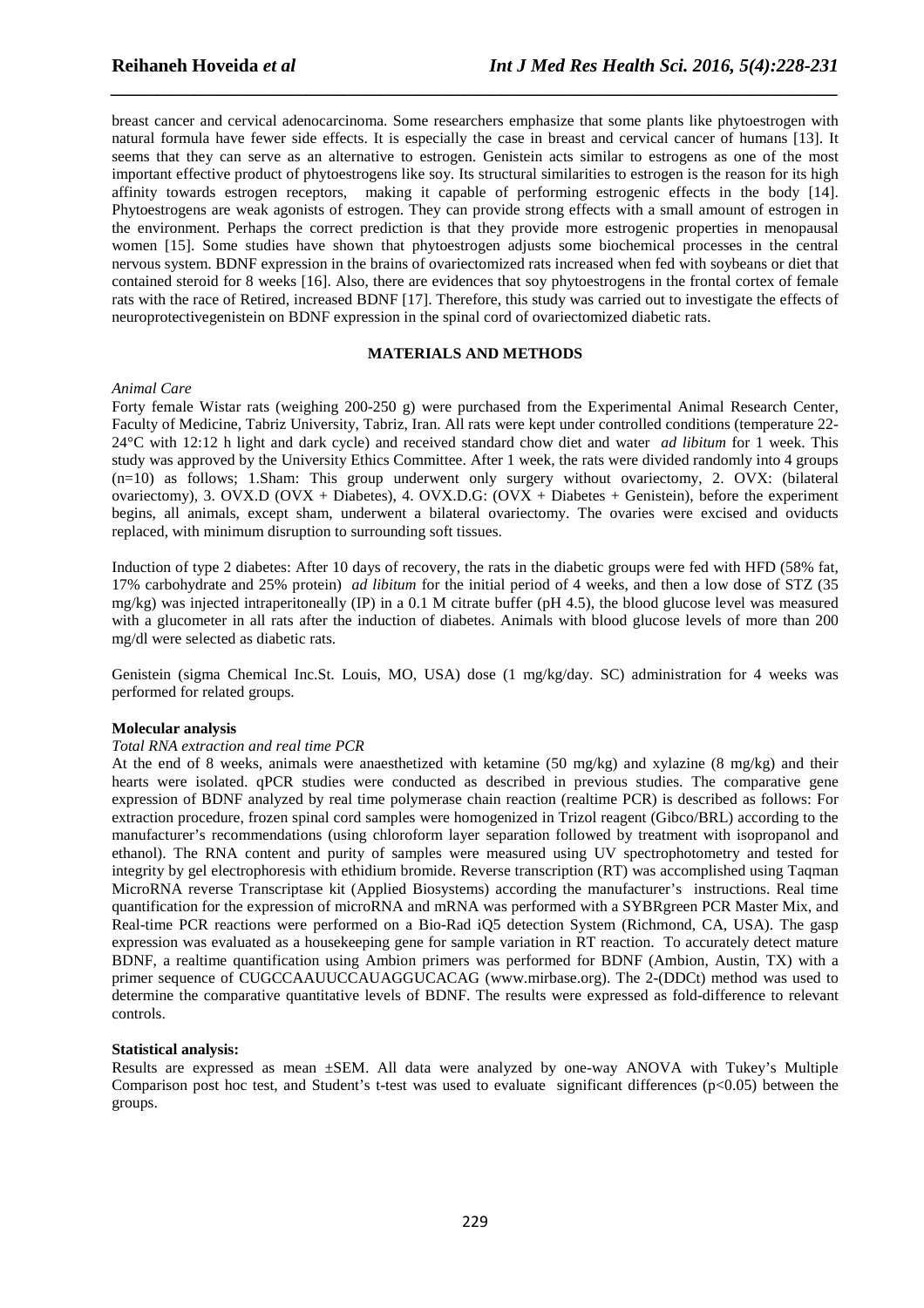breast cancer and cervical adenocarcinoma. Some researchers emphasize that some plants like phytoestrogen with natural formula have fewer side effects. It is especially the case in breast and cervical cancer of humans [13]. It seems that they can serve as an alternative to estrogen. Genistein acts similar to estrogens as one of the most important effective product of phytoestrogens like soy. Its structural similarities to estrogen is the reason for its high affinity towards estrogen receptors, making it capable of performing estrogenic effects in the body [14]. Phytoestrogens are weak agonists of estrogen. They can provide strong effects with a small amount of estrogen in the environment. Perhaps the correct prediction is that they provide more estrogenic properties in menopausal women [15]. Some studies have shown that phytoestrogen adjusts some biochemical processes in the central nervous system. BDNF expression in the brains of ovariectomized rats increased when fed with soybeans or diet that contained steroid for 8 weeks [16]. Also, there are evidences that soy phytoestrogens in the frontal cortex of female rats with the race of Retired, increased BDNF [17]. Therefore, this study was carried out to investigate the effects of neuroprotectivegenistein on BDNF expression in the spinal cord of ovariectomized diabetic rats.

## MATERIALS AND METHODS

*Animal Care*

Forty female Wistar rats (weighing 200-250 g) were purchased from the Experimental Animal Research Center, Faculty of Medicine, Tabriz University, Tabriz, Iran. All rats were kept under controlled conditions (temperature 22-24°C with 12:12 h light and dark cycle) and received standard chow diet and water *ad libitum* for 1 week. This study was approved by the University Ethics Committee. After 1 week, the rats were divided randomly into 4 groups (n=10) as follows; 1.Sham: This group underwent only surgery without ovariectomy, 2. OVX: (bilateral ovariectomy), 3. OVX.D (OVX + Diabetes), 4. OVX.D.G: (OVX + Diabetes + Genistein), before the experiment begins, all animals, except sham, underwent a bilateral ovariectomy. The ovaries were excised and oviducts replaced, with minimum disruption to surrounding soft tissues.

Induction of type 2 diabetes: After 10 days of recovery, the rats in the diabetic groups were fed with HFD (58% fat, 17% carbohydrate and 25% protein) *ad libitum* for the initial period of 4 weeks, and then a low dose of STZ (35 mg/kg) was injected intraperitoneally (IP) in a 0.1 M citrate buffer (pH 4.5), the blood glucose level was measured with a glucometer in all rats after the induction of diabetes. Animals with blood glucose levels of more than 200 mg/dl were selected as diabetic rats.

Genistein (sigma Chemical Inc.St. Louis, MO, USA) dose (1 mg/kg/day. SC) administration for 4 weeks was performed for related groups.

### Molecular analysis

*Total RNA extraction and real time PCR*

At the end of 8 weeks, animals were anaesthetized with ketamine (50 mg/kg) and xylazine (8 mg/kg) and their hearts were isolated. qPCR studies were conducted as described in previous studies. The comparative gene expression of BDNF analyzed by real time polymerase chain reaction (realtime PCR) is described as follows: For extraction procedure, frozen spinal cord samples were homogenized in Trizol reagent (Gibco/BRL) according to the manufacturer's recommendations (using chloroform layer separation followed by treatment with isopropanol and ethanol). The RNA content and purity of samples were measured using UV spectrophotometry and tested for integrity by gel electrophoresis with ethidium bromide. Reverse transcription (RT) was accomplished using Taqman MicroRNA reverse Transcriptase kit (Applied Biosystems) according the manufacturer's instructions. Real time quantification for the expression of microRNA and mRNA was performed with a SYBRgreen PCR Master Mix, and Real-time PCR reactions were performed on a Bio-Rad iQ5 detection System (Richmond, CA, USA). The gasp expression was evaluated as a housekeeping gene for sample variation in RT reaction. To accurately detect mature BDNF, a realtime quantification using Ambion primers was performed for BDNF (Ambion, Austin, TX) with a primer sequence of CUGCCAAUUCCAUAGGUCACAG (www.mirbase.org). The 2-(DDCt) method was used to determine the comparative quantitative levels of BDNF. The results were expressed as fold-difference to relevant controls.

### Statistical analysis:

Results are expressed as mean ±SEM. All data were analyzed by one-way ANOVA with Tukey's Multiple Comparison post hoc test, and Student's t-test was used to evaluate significant differences ($p<0.05$) between the groups.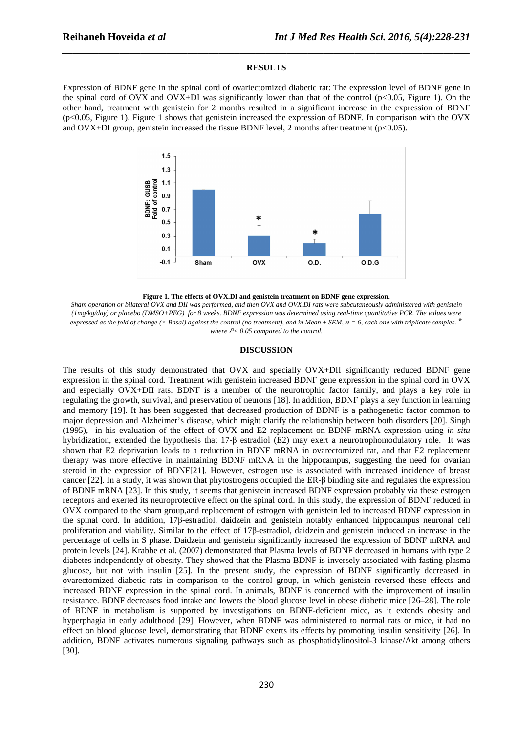## RESULTS

Expression of BDNF gene in the spinal cord of ovariectomized diabetic rat: The expression level of BDNF gene in the spinal cord of OVX and OVX+DI was significantly lower than that of the control ($p<0.05$, Figure 1). On the other hand, treatment with genistein for 2 months resulted in a significant increase in the expression of BDNF ($p<0.05$, Figure 1). Figure 1 shows that genistein increased the expression of BDNF. In comparison with the OVX and OVX+DI group, genistein increased the tissue BDNF level, 2 months after treatment ($p<0.05$).

**Figure 1. The effects of OVX.DI and genistein treatment on BDNF gene expression.**

*Sham operation or bilateral OVX and DII was performed, and then OVX and OVX.DI rats were subcutaneously administered with genistein (1mg/kg/day) or placebo (DMSO+PEG) for 8 weeks. BDNF expression was determined using real-time quantitative PCR. The values were expressed as the fold of change (× Basal) against the control (no treatment), and in Mean ± SEM, $n$ = 6, each one with triplicate samples. * where $P$< 0.05 compared to the control.*

## DISCUSSION

The results of this study demonstrated that OVX and specially OVX+DII significantly reduced BDNF gene expression in the spinal cord. Treatment with genistein increased BDNF gene expression in the spinal cord in OVX and especially OVX+DII rats. BDNF is a member of the neurotrophic factor family, and plays a key role in regulating the growth, survival, and preservation of neurons [18]. In addition, BDNF plays a key function in learning and memory [19]. It has been suggested that decreased production of BDNF is a pathogenetic factor common to major depression and Alzheimer's disease, which might clarify the relationship between both disorders [20]. Singh (1995), in his evaluation of the effect of OVX and E2 replacement on BDNF mRNA expression using *in situ* hybridization, extended the hypothesis that 17-β estradiol (E2) may exert a neurotrophomodulatory role. It was shown that E2 deprivation leads to a reduction in BDNF mRNA in ovarectomized rat, and that E2 replacement therapy was more effective in maintaining BDNF mRNA in the hippocampus, suggesting the need for ovarian steroid in the expression of BDNF[21]. However, estrogen use is associated with increased incidence of breast cancer [22]. In a study, it was shown that phytostrogens occupied the ER-β binding site and regulates the expression of BDNF mRNA [23]. In this study, it seems that genistein increased BDNF expression probably via these estrogen receptors and exerted its neuroprotective effect on the spinal cord. In this study, the expression of BDNF reduced in OVX compared to the sham group,and replacement of estrogen with genistein led to increased BDNF expression in the spinal cord. In addition, 17β-estradiol, daidzein and genistein notably enhanced hippocampus neuronal cell proliferation and viability. Similar to the effect of 17β-estradiol, daidzein and genistein induced an increase in the percentage of cells in S phase. Daidzein and genistein significantly increased the expression of BDNF mRNA and protein levels [24]. Krabbe et al. (2007) demonstrated that Plasma levels of BDNF decreased in humans with type 2 diabetes independently of obesity. They showed that the Plasma BDNF is inversely associated with fasting plasma glucose, but not with insulin [25]. In the present study, the expression of BDNF significantly decreased in ovarectomized diabetic rats in comparison to the control group, in which genistein reversed these effects and increased BDNF expression in the spinal cord. In animals, BDNF is concerned with the improvement of insulin resistance. BDNF decreases food intake and lowers the blood glucose level in obese diabetic mice [26–28]. The role of BDNF in metabolism is supported by investigations on BDNF-deficient mice, as it extends obesity and hyperphagia in early adulthood [29]. However, when BDNF was administered to normal rats or mice, it had no effect on blood glucose level, demonstrating that BDNF exerts its effects by promoting insulin sensitivity [26]. In addition, BDNF activates numerous signaling pathways such as phosphatidylinositol-3 kinase/Akt among others [30].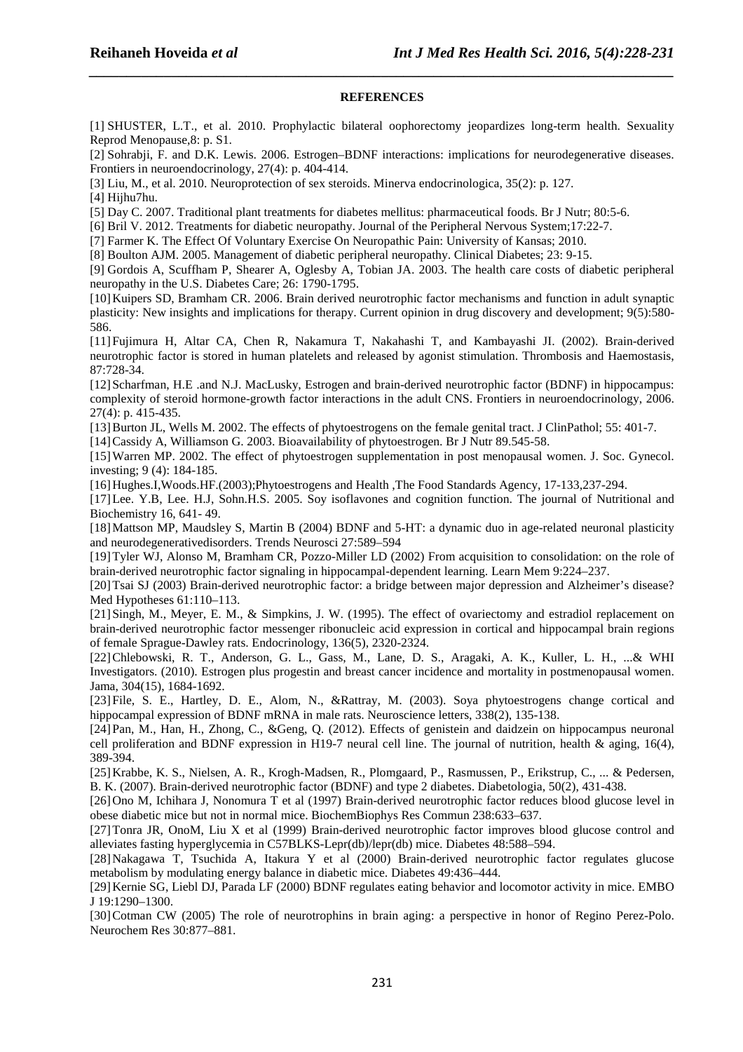## REFERENCES

[1] SHUSTER, L.T., et al. 2010. Prophylactic bilateral oophorectomy jeopardizes long-term health. Sexuality Reprod Menopause,8: p. S1.

[2] Sohrabji, F. and D.K. Lewis. 2006. Estrogen–BDNF interactions: implications for neurodegenerative diseases. Frontiers in neuroendocrinology, 27(4): p. 404-414.

[3] Liu, M., et al. 2010. Neuroprotection of sex steroids. Minerva endocrinologica, 35(2): p. 127.

[4] Hijhu7hu.

[5] Day C. 2007. Traditional plant treatments for diabetes mellitus: pharmaceutical foods. Br J Nutr; 80:5-6.

[6] Bril V. 2012. Treatments for diabetic neuropathy. Journal of the Peripheral Nervous System;17:22-7.

[7] Farmer K. The Effect Of Voluntary Exercise On Neuropathic Pain: University of Kansas; 2010.

[8] Boulton AJM. 2005. Management of diabetic peripheral neuropathy. Clinical Diabetes; 23: 9-15.

[9] Gordois A, Scuffham P, Shearer A, Oglesby A, Tobian JA. 2003. The health care costs of diabetic peripheral neuropathy in the U.S. Diabetes Care; 26: 1790-1795.

[10] Kuipers SD, Bramham CR. 2006. Brain derived neurotrophic factor mechanisms and function in adult synaptic plasticity: New insights and implications for therapy. Current opinion in drug discovery and development; 9(5):580-586.

[11] Fujimura H, Altar CA, Chen R, Nakamura T, Nakahashi T, and Kambayashi JI. (2002). Brain-derived neurotrophic factor is stored in human platelets and released by agonist stimulation. Thrombosis and Haemostasis, 87:728-34.

[12] Scharfman, H.E .and N.J. MacLusky, Estrogen and brain-derived neurotrophic factor (BDNF) in hippocampus: complexity of steroid hormone-growth factor interactions in the adult CNS. Frontiers in neuroendocrinology, 2006. 27(4): p. 415-435.

[13] Burton JL, Wells M. 2002. The effects of phytoestrogens on the female genital tract. J ClinPathol; 55: 401-7.

[14] Cassidy A, Williamson G. 2003. Bioavailability of phytoestrogen. Br J Nutr 89.545-58.

[15] Warren MP. 2002. The effect of phytoestrogen supplementation in post menopausal women. J. Soc. Gynecol. investing; 9 (4): 184-185.

[16] Hughes.I,Woods.HF.(2003);Phytoestrogens and Health ,The Food Standards Agency, 17-133,237-294.

[17] Lee. Y.B, Lee. H.J, Sohn.H.S. 2005. Soy isoflavones and cognition function. The journal of Nutritional and Biochemistry 16, 641- 49.

[18] Mattson MP, Maudsley S, Martin B (2004) BDNF and 5-HT: a dynamic duo in age-related neuronal plasticity and neurodegenerativedisorders. Trends Neurosci 27:589–594

[19] Tyler WJ, Alonso M, Bramham CR, Pozzo-Miller LD (2002) From acquisition to consolidation: on the role of brain-derived neurotrophic factor signaling in hippocampal-dependent learning. Learn Mem 9:224–237.

[20] Tsai SJ (2003) Brain-derived neurotrophic factor: a bridge between major depression and Alzheimer's disease? Med Hypotheses 61:110–113.

[21] Singh, M., Meyer, E. M., & Simpkins, J. W. (1995). The effect of ovariectomy and estradiol replacement on brain-derived neurotrophic factor messenger ribonucleic acid expression in cortical and hippocampal brain regions of female Sprague-Dawley rats. Endocrinology, 136(5), 2320-2324.

[22] Chlebowski, R. T., Anderson, G. L., Gass, M., Lane, D. S., Aragaki, A. K., Kuller, L. H., ...& WHI Investigators. (2010). Estrogen plus progestin and breast cancer incidence and mortality in postmenopausal women. Jama, 304(15), 1684-1692.

[23] File, S. E., Hartley, D. E., Alom, N., &Rattray, M. (2003). Soya phytoestrogens change cortical and hippocampal expression of BDNF mRNA in male rats. Neuroscience letters, 338(2), 135-138.

[24] Pan, M., Han, H., Zhong, C., &Geng, Q. (2012). Effects of genistein and daidzein on hippocampus neuronal cell proliferation and BDNF expression in H19-7 neural cell line. The journal of nutrition, health & aging, 16(4), 389-394.

[25] Krabbe, K. S., Nielsen, A. R., Krogh-Madsen, R., Plomgaard, P., Rasmussen, P., Erikstrup, C., ... & Pedersen, B. K. (2007). Brain-derived neurotrophic factor (BDNF) and type 2 diabetes. Diabetologia, 50(2), 431-438.

[26] Ono M, Ichihara J, Nonomura T et al (1997) Brain-derived neurotrophic factor reduces blood glucose level in obese diabetic mice but not in normal mice. BiochemBiophys Res Commun 238:633–637.

[27] Tonra JR, OnoM, Liu X et al (1999) Brain-derived neurotrophic factor improves blood glucose control and alleviates fasting hyperglycemia in C57BLKS-Lepr(db)/lepr(db) mice. Diabetes 48:588–594.

[28] Nakagawa T, Tsuchida A, Itakura Y et al (2000) Brain-derived neurotrophic factor regulates glucose metabolism by modulating energy balance in diabetic mice. Diabetes 49:436–444.

[29] Kernie SG, Liebl DJ, Parada LF (2000) BDNF regulates eating behavior and locomotor activity in mice. EMBO J 19:1290–1300.

[30] Cotman CW (2005) The role of neurotrophins in brain aging: a perspective in honor of Regino Perez-Polo. Neurochem Res 30:877–881.